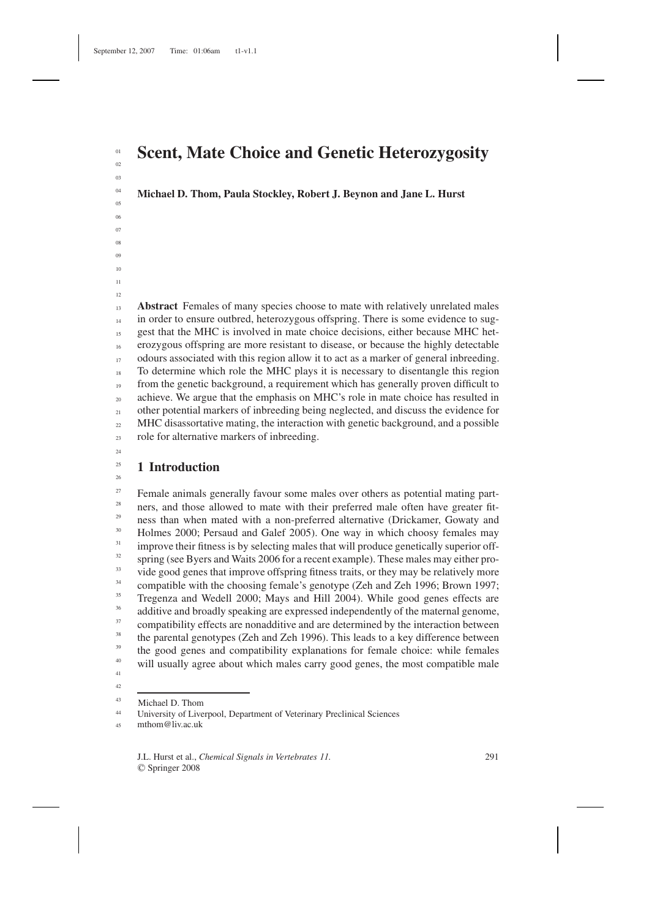# Scent, Mate Choice and Genetic Heterozygosity

**Michael D. Thom, Paula Stockley, Robert J. Beynon and Jane L. Hurst**

**Abstract** Females of many species choose to mate with relatively unrelated males in order to ensure outbred, heterozygous offspring. There is some evidence to suggest that the MHC is involved in mate choice decisions, either because MHC heterozygous offspring are more resistant to disease, or because the highly detectable odours associated with this region allow it to act as a marker of general inbreeding. To determine which role the MHC plays it is necessary to disentangle this region from the genetic background, a requirement which has generally proven difficult to achieve. We argue that the emphasis on MHC's role in mate choice has resulted in other potential markers of inbreeding being neglected, and discuss the evidence for MHC disassortative mating, the interaction with genetic background, and a possible role for alternative markers of inbreeding.

## 1 Introduction

Female animals generally favour some males over others as potential mating partners, and those allowed to mate with their preferred male often have greater fitness than when mated with a non-preferred alternative (Drickamer, Gowaty and Holmes 2000; Persaud and Galef 2005). One way in which choosy females may improve their fitness is by selecting males that will produce genetically superior offspring (see Byers and Waits 2006 for a recent example). These males may either provide good genes that improve offspring fitness traits, or they may be relatively more compatible with the choosing female's genotype (Zeh and Zeh 1996; Brown 1997; Tregenza and Wedell 2000; Mays and Hill 2004). While good genes effects are additive and broadly speaking are expressed independently of the maternal genome, compatibility effects are nonadditive and are determined by the interaction between the parental genotypes (Zeh and Zeh 1996). This leads to a key difference between the good genes and compatibility explanations for female choice: while females will usually agree about which males carry good genes, the most compatible male

Michael D. Thom
University of Liverpool, Department of Veterinary Preclinical Sciences
mthom@liv.ac.uk

J.L. Hurst et al., *Chemical Signals in Vertebrates 11.*
© Springer 2008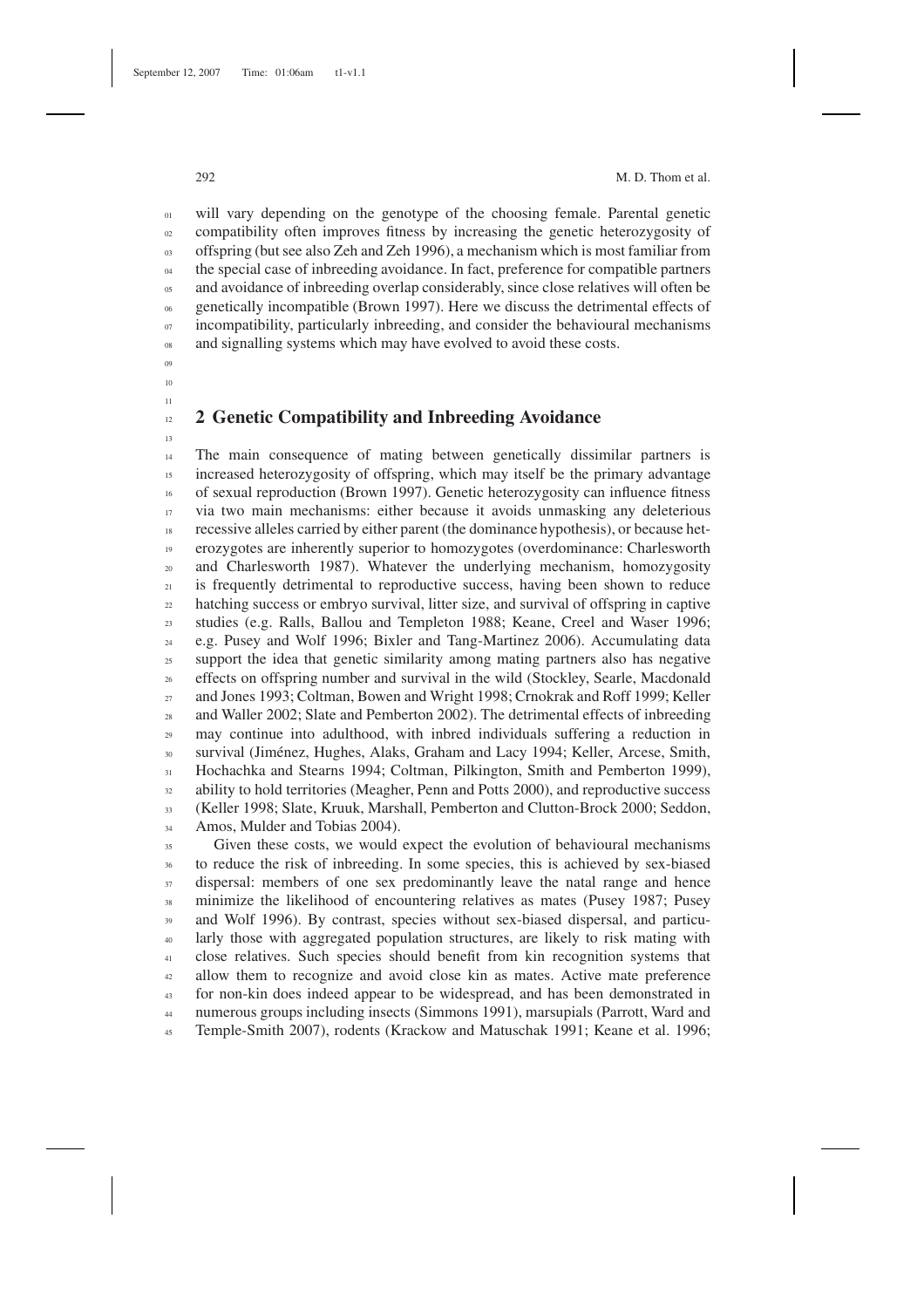will vary depending on the genotype of the choosing female. Parental genetic compatibility often improves fitness by increasing the genetic heterozygosity of offspring (but see also Zeh and Zeh 1996), a mechanism which is most familiar from the special case of inbreeding avoidance. In fact, preference for compatible partners and avoidance of inbreeding overlap considerably, since close relatives will often be genetically incompatible (Brown 1997). Here we discuss the detrimental effects of incompatibility, particularly inbreeding, and consider the behavioural mechanisms and signalling systems which may have evolved to avoid these costs.

## 2 Genetic Compatibility and Inbreeding Avoidance

The main consequence of mating between genetically dissimilar partners is increased heterozygosity of offspring, which may itself be the primary advantage of sexual reproduction (Brown 1997). Genetic heterozygosity can influence fitness via two main mechanisms: either because it avoids unmasking any deleterious recessive alleles carried by either parent (the dominance hypothesis), or because heterozygotes are inherently superior to homozygotes (overdominance: Charlesworth and Charlesworth 1987). Whatever the underlying mechanism, homozygosity is frequently detrimental to reproductive success, having been shown to reduce hatching success or embryo survival, litter size, and survival of offspring in captive studies (e.g. Ralls, Ballou and Templeton 1988; Keane, Creel and Waser 1996; e.g. Pusey and Wolf 1996; Bixler and Tang-Martinez 2006). Accumulating data support the idea that genetic similarity among mating partners also has negative effects on offspring number and survival in the wild (Stockley, Searle, Macdonald and Jones 1993; Coltman, Bowen and Wright 1998; Crnokrak and Roff 1999; Keller and Waller 2002; Slate and Pemberton 2002). The detrimental effects of inbreeding may continue into adulthood, with inbred individuals suffering a reduction in survival (Jiménez, Hughes, Alaks, Graham and Lacy 1994; Keller, Arcese, Smith, Hochachka and Stearns 1994; Coltman, Pilkington, Smith and Pemberton 1999), ability to hold territories (Meagher, Penn and Potts 2000), and reproductive success (Keller 1998; Slate, Kruuk, Marshall, Pemberton and Clutton-Brock 2000; Seddon, Amos, Mulder and Tobias 2004).

Given these costs, we would expect the evolution of behavioural mechanisms to reduce the risk of inbreeding. In some species, this is achieved by sex-biased dispersal: members of one sex predominantly leave the natal range and hence minimize the likelihood of encountering relatives as mates (Pusey 1987; Pusey and Wolf 1996). By contrast, species without sex-biased dispersal, and particularly those with aggregated population structures, are likely to risk mating with close relatives. Such species should benefit from kin recognition systems that allow them to recognize and avoid close kin as mates. Active mate preference for non-kin does indeed appear to be widespread, and has been demonstrated in numerous groups including insects (Simmons 1991), marsupials (Parrott, Ward and Temple-Smith 2007), rodents (Krackow and Matuschak 1991; Keane et al. 1996;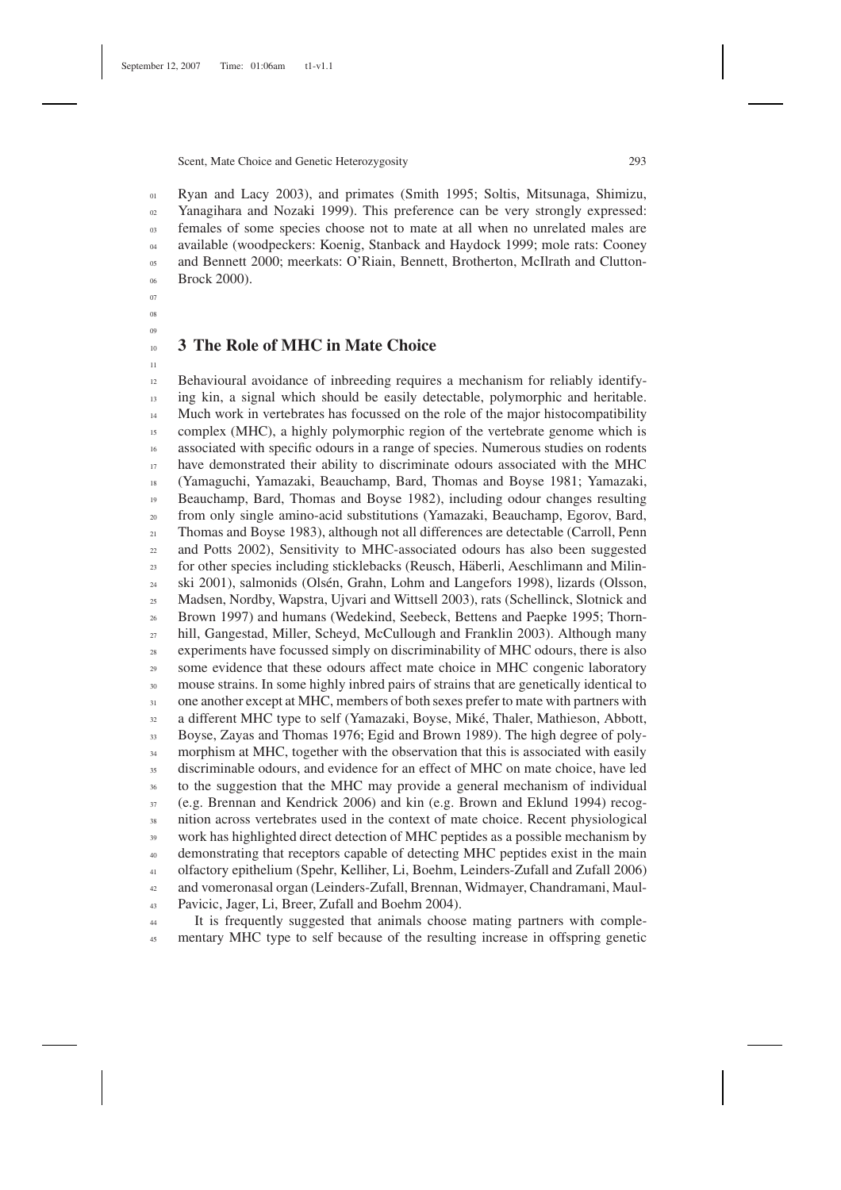Ryan and Lacy 2003), and primates (Smith 1995; Soltis, Mitsunaga, Shimizu, Yanagihara and Nozaki 1999). This preference can be very strongly expressed: females of some species choose not to mate at all when no unrelated males are available (woodpeckers: Koenig, Stanback and Haydock 1999; mole rats: Cooney and Bennett 2000; meerkats: O'Riain, Bennett, Brotherton, McIlrath and Clutton-Brock 2000).

## 3 The Role of MHC in Mate Choice

Behavioural avoidance of inbreeding requires a mechanism for reliably identifying kin, a signal which should be easily detectable, polymorphic and heritable. Much work in vertebrates has focussed on the role of the major histocompatibility complex (MHC), a highly polymorphic region of the vertebrate genome which is associated with specific odours in a range of species. Numerous studies on rodents have demonstrated their ability to discriminate odours associated with the MHC (Yamaguchi, Yamazaki, Beauchamp, Bard, Thomas and Boyse 1981; Yamazaki, Beauchamp, Bard, Thomas and Boyse 1982), including odour changes resulting from only single amino-acid substitutions (Yamazaki, Beauchamp, Egorov, Bard, Thomas and Boyse 1983), although not all differences are detectable (Carroll, Penn and Potts 2002), Sensitivity to MHC-associated odours has also been suggested for other species including sticklebacks (Reusch, Häberli, Aeschlimann and Milinski 2001), salmonids (Olsén, Grahn, Lohm and Langefors 1998), lizards (Olsson, Madsen, Nordby, Wapstra, Ujvari and Wittsell 2003), rats (Schellinck, Slotnick and Brown 1997) and humans (Wedekind, Seebeck, Bettens and Paepke 1995; Thornhill, Gangestad, Miller, Scheyd, McCullough and Franklin 2003). Although many experiments have focussed simply on discriminability of MHC odours, there is also some evidence that these odours affect mate choice in MHC congenic laboratory mouse strains. In some highly inbred pairs of strains that are genetically identical to one another except at MHC, members of both sexes prefer to mate with partners with a different MHC type to self (Yamazaki, Boyse, Miké, Thaler, Mathieson, Abbott, Boyse, Zayas and Thomas 1976; Egid and Brown 1989). The high degree of polymorphism at MHC, together with the observation that this is associated with easily discriminable odours, and evidence for an effect of MHC on mate choice, have led to the suggestion that the MHC may provide a general mechanism of individual (e.g. Brennan and Kendrick 2006) and kin (e.g. Brown and Eklund 1994) recognition across vertebrates used in the context of mate choice. Recent physiological work has highlighted direct detection of MHC peptides as a possible mechanism by demonstrating that receptors capable of detecting MHC peptides exist in the main olfactory epithelium (Spehr, Kelliher, Li, Boehm, Leinders-Zufall and Zufall 2006) and vomeronasal organ (Leinders-Zufall, Brennan, Widmayer, Chandramani, Maul-Pavicic, Jager, Li, Breer, Zufall and Boehm 2004).

It is frequently suggested that animals choose mating partners with complementary MHC type to self because of the resulting increase in offspring genetic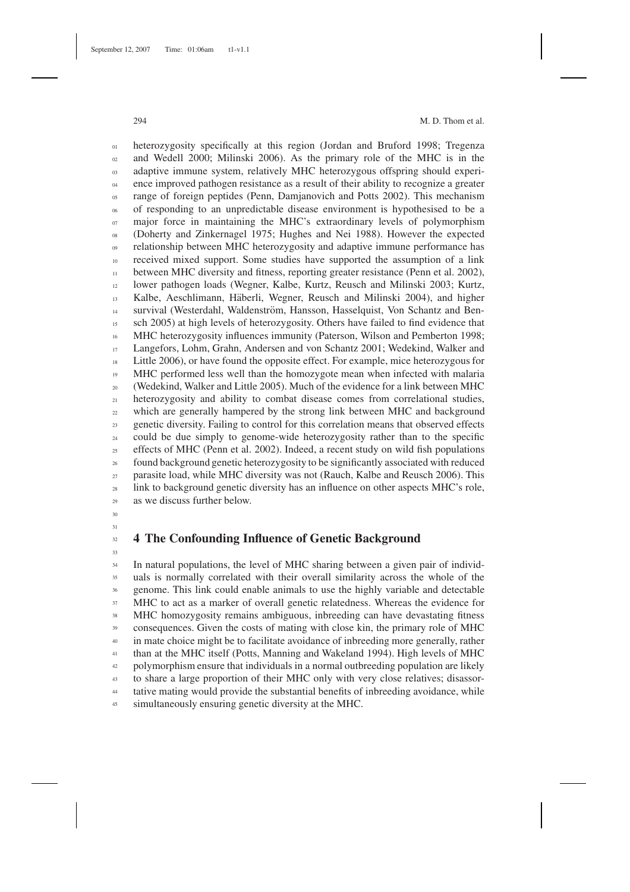heterozygosity specifically at this region (Jordan and Bruford 1998; Tregenza and Wedell 2000; Milinski 2006). As the primary role of the MHC is in the adaptive immune system, relatively MHC heterozygous offspring should experience improved pathogen resistance as a result of their ability to recognize a greater range of foreign peptides (Penn, Damjanovich and Potts 2002). This mechanism of responding to an unpredictable disease environment is hypothesised to be a major force in maintaining the MHC's extraordinary levels of polymorphism (Doherty and Zinkernagel 1975; Hughes and Nei 1988). However the expected relationship between MHC heterozygosity and adaptive immune performance has received mixed support. Some studies have supported the assumption of a link between MHC diversity and fitness, reporting greater resistance (Penn et al. 2002), lower pathogen loads (Wegner, Kalbe, Kurtz, Reusch and Milinski 2003; Kurtz, Kalbe, Aeschlimann, Häberli, Wegner, Reusch and Milinski 2004), and higher survival (Westerdahl, Waldenström, Hansson, Hasselquist, Von Schantz and Bensch 2005) at high levels of heterozygosity. Others have failed to find evidence that MHC heterozygosity influences immunity (Paterson, Wilson and Pemberton 1998; Langefors, Lohm, Grahn, Andersen and von Schantz 2001; Wedekind, Walker and Little 2006), or have found the opposite effect. For example, mice heterozygous for MHC performed less well than the homozygote mean when infected with malaria (Wedekind, Walker and Little 2005). Much of the evidence for a link between MHC heterozygosity and ability to combat disease comes from correlational studies, which are generally hampered by the strong link between MHC and background genetic diversity. Failing to control for this correlation means that observed effects could be due simply to genome-wide heterozygosity rather than to the specific effects of MHC (Penn et al. 2002). Indeed, a recent study on wild fish populations found background genetic heterozygosity to be significantly associated with reduced parasite load, while MHC diversity was not (Rauch, Kalbe and Reusch 2006). This link to background genetic diversity has an influence on other aspects MHC's role, as we discuss further below.

## 4 The Confounding Influence of Genetic Background

In natural populations, the level of MHC sharing between a given pair of individuals is normally correlated with their overall similarity across the whole of the genome. This link could enable animals to use the highly variable and detectable MHC to act as a marker of overall genetic relatedness. Whereas the evidence for MHC homozygosity remains ambiguous, inbreeding can have devastating fitness consequences. Given the costs of mating with close kin, the primary role of MHC in mate choice might be to facilitate avoidance of inbreeding more generally, rather than at the MHC itself (Potts, Manning and Wakeland 1994). High levels of MHC polymorphism ensure that individuals in a normal outbreeding population are likely to share a large proportion of their MHC only with very close relatives; disassortative mating would provide the substantial benefits of inbreeding avoidance, while simultaneously ensuring genetic diversity at the MHC.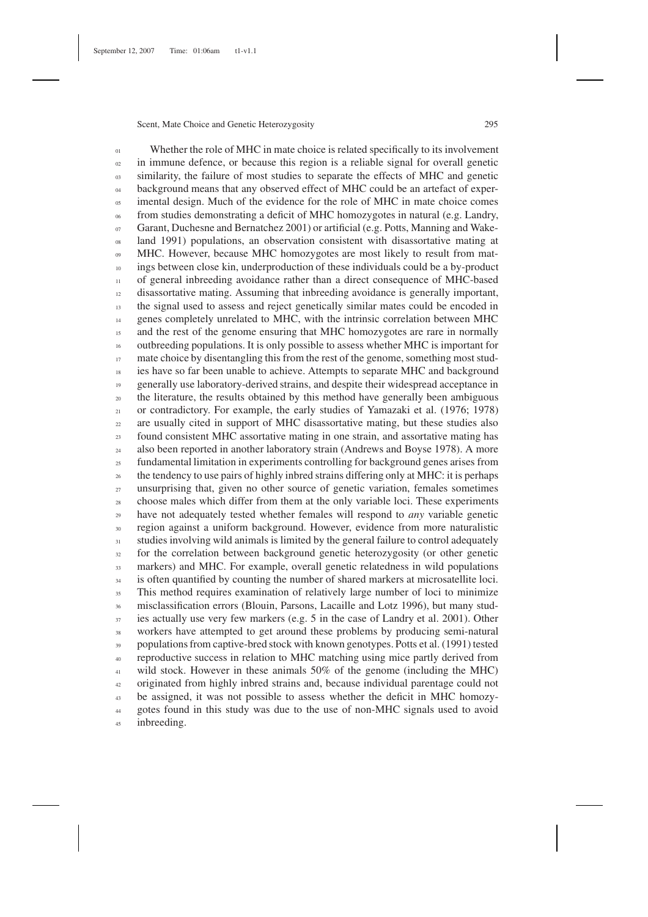Whether the role of MHC in mate choice is related specifically to its involvement in immune defence, or because this region is a reliable signal for overall genetic similarity, the failure of most studies to separate the effects of MHC and genetic background means that any observed effect of MHC could be an artefact of experimental design. Much of the evidence for the role of MHC in mate choice comes from studies demonstrating a deficit of MHC homozygotes in natural (e.g. Landry, Garant, Duchesne and Bernatchez 2001) or artificial (e.g. Potts, Manning and Wakeland 1991) populations, an observation consistent with disassortative mating at MHC. However, because MHC homozygotes are most likely to result from matings between close kin, underproduction of these individuals could be a by-product of general inbreeding avoidance rather than a direct consequence of MHC-based disassortative mating. Assuming that inbreeding avoidance is generally important, the signal used to assess and reject genetically similar mates could be encoded in genes completely unrelated to MHC, with the intrinsic correlation between MHC and the rest of the genome ensuring that MHC homozygotes are rare in normally outbreeding populations. It is only possible to assess whether MHC is important for mate choice by disentangling this from the rest of the genome, something most studies have so far been unable to achieve. Attempts to separate MHC and background generally use laboratory-derived strains, and despite their widespread acceptance in the literature, the results obtained by this method have generally been ambiguous or contradictory. For example, the early studies of Yamazaki et al. (1976; 1978) are usually cited in support of MHC disassortative mating, but these studies also found consistent MHC assortative mating in one strain, and assortative mating has also been reported in another laboratory strain (Andrews and Boyse 1978). A more fundamental limitation in experiments controlling for background genes arises from the tendency to use pairs of highly inbred strains differing only at MHC: it is perhaps unsurprising that, given no other source of genetic variation, females sometimes choose males which differ from them at the only variable loci. These experiments have not adequately tested whether females will respond to *any* variable genetic region against a uniform background. However, evidence from more naturalistic studies involving wild animals is limited by the general failure to control adequately for the correlation between background genetic heterozygosity (or other genetic markers) and MHC. For example, overall genetic relatedness in wild populations is often quantified by counting the number of shared markers at microsatellite loci. This method requires examination of relatively large number of loci to minimize misclassification errors (Blouin, Parsons, Lacaille and Lotz 1996), but many studies actually use very few markers (e.g. 5 in the case of Landry et al. 2001). Other workers have attempted to get around these problems by producing semi-natural populations from captive-bred stock with known genotypes. Potts et al. (1991) tested reproductive success in relation to MHC matching using mice partly derived from wild stock. However in these animals 50% of the genome (including the MHC) originated from highly inbred strains and, because individual parentage could not be assigned, it was not possible to assess whether the deficit in MHC homozygotes found in this study was due to the use of non-MHC signals used to avoid inbreeding.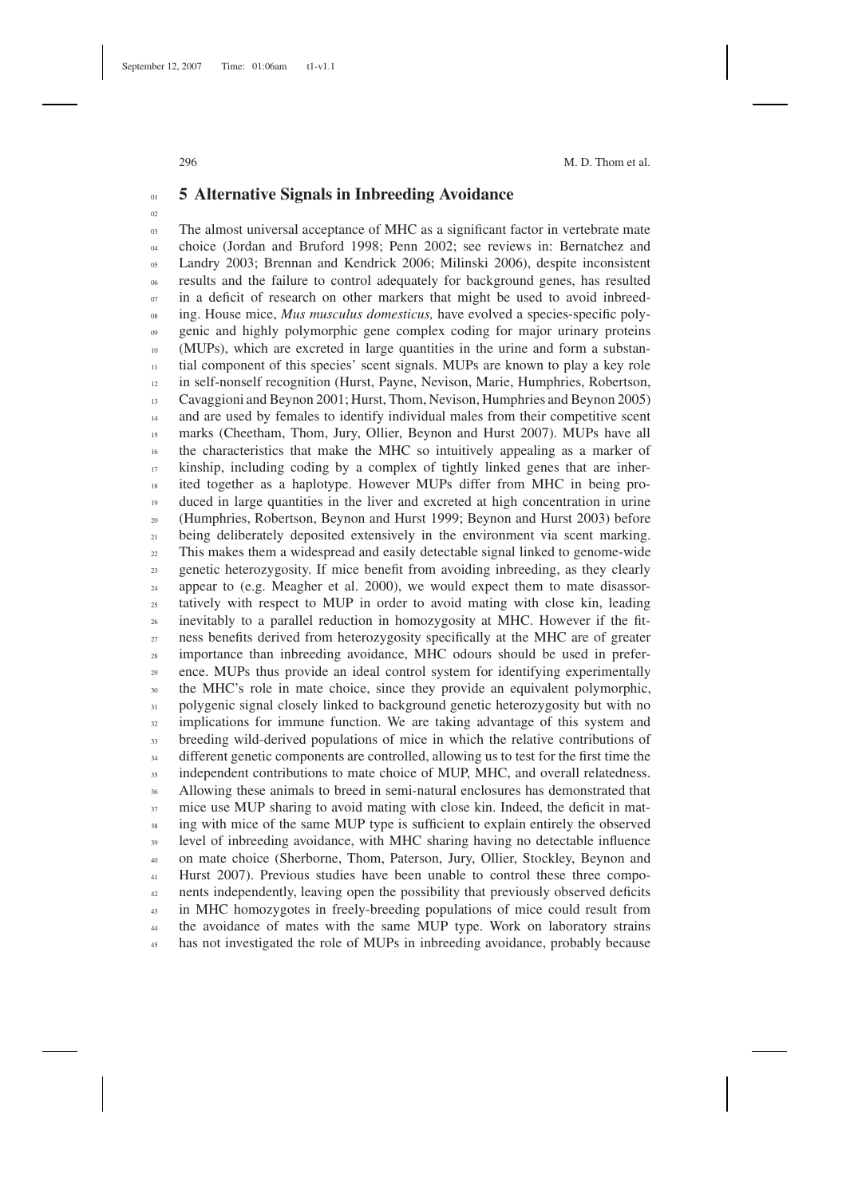## 5 Alternative Signals in Inbreeding Avoidance

The almost universal acceptance of MHC as a significant factor in vertebrate mate choice (Jordan and Bruford 1998; Penn 2002; see reviews in: Bernatchez and Landry 2003; Brennan and Kendrick 2006; Milinski 2006), despite inconsistent results and the failure to control adequately for background genes, has resulted in a deficit of research on other markers that might be used to avoid inbreeding. House mice, *Mus musculus domesticus,* have evolved a species-specific polygenic and highly polymorphic gene complex coding for major urinary proteins (MUPs), which are excreted in large quantities in the urine and form a substantial component of this species' scent signals. MUPs are known to play a key role in self-nonself recognition (Hurst, Payne, Nevison, Marie, Humphries, Robertson, Cavaggioni and Beynon 2001; Hurst, Thom, Nevison, Humphries and Beynon 2005) and are used by females to identify individual males from their competitive scent marks (Cheetham, Thom, Jury, Ollier, Beynon and Hurst 2007). MUPs have all the characteristics that make the MHC so intuitively appealing as a marker of kinship, including coding by a complex of tightly linked genes that are inherited together as a haplotype. However MUPs differ from MHC in being produced in large quantities in the liver and excreted at high concentration in urine (Humphries, Robertson, Beynon and Hurst 1999; Beynon and Hurst 2003) before being deliberately deposited extensively in the environment via scent marking. This makes them a widespread and easily detectable signal linked to genome-wide genetic heterozygosity. If mice benefit from avoiding inbreeding, as they clearly appear to (e.g. Meagher et al. 2000), we would expect them to mate disassortatively with respect to MUP in order to avoid mating with close kin, leading inevitably to a parallel reduction in homozygosity at MHC. However if the fitness benefits derived from heterozygosity specifically at the MHC are of greater importance than inbreeding avoidance, MHC odours should be used in preference. MUPs thus provide an ideal control system for identifying experimentally the MHC's role in mate choice, since they provide an equivalent polymorphic, polygenic signal closely linked to background genetic heterozygosity but with no implications for immune function. We are taking advantage of this system and breeding wild-derived populations of mice in which the relative contributions of different genetic components are controlled, allowing us to test for the first time the independent contributions to mate choice of MUP, MHC, and overall relatedness. Allowing these animals to breed in semi-natural enclosures has demonstrated that mice use MUP sharing to avoid mating with close kin. Indeed, the deficit in mating with mice of the same MUP type is sufficient to explain entirely the observed level of inbreeding avoidance, with MHC sharing having no detectable influence on mate choice (Sherborne, Thom, Paterson, Jury, Ollier, Stockley, Beynon and Hurst 2007). Previous studies have been unable to control these three components independently, leaving open the possibility that previously observed deficits in MHC homozygotes in freely-breeding populations of mice could result from the avoidance of mates with the same MUP type. Work on laboratory strains has not investigated the role of MUPs in inbreeding avoidance, probably because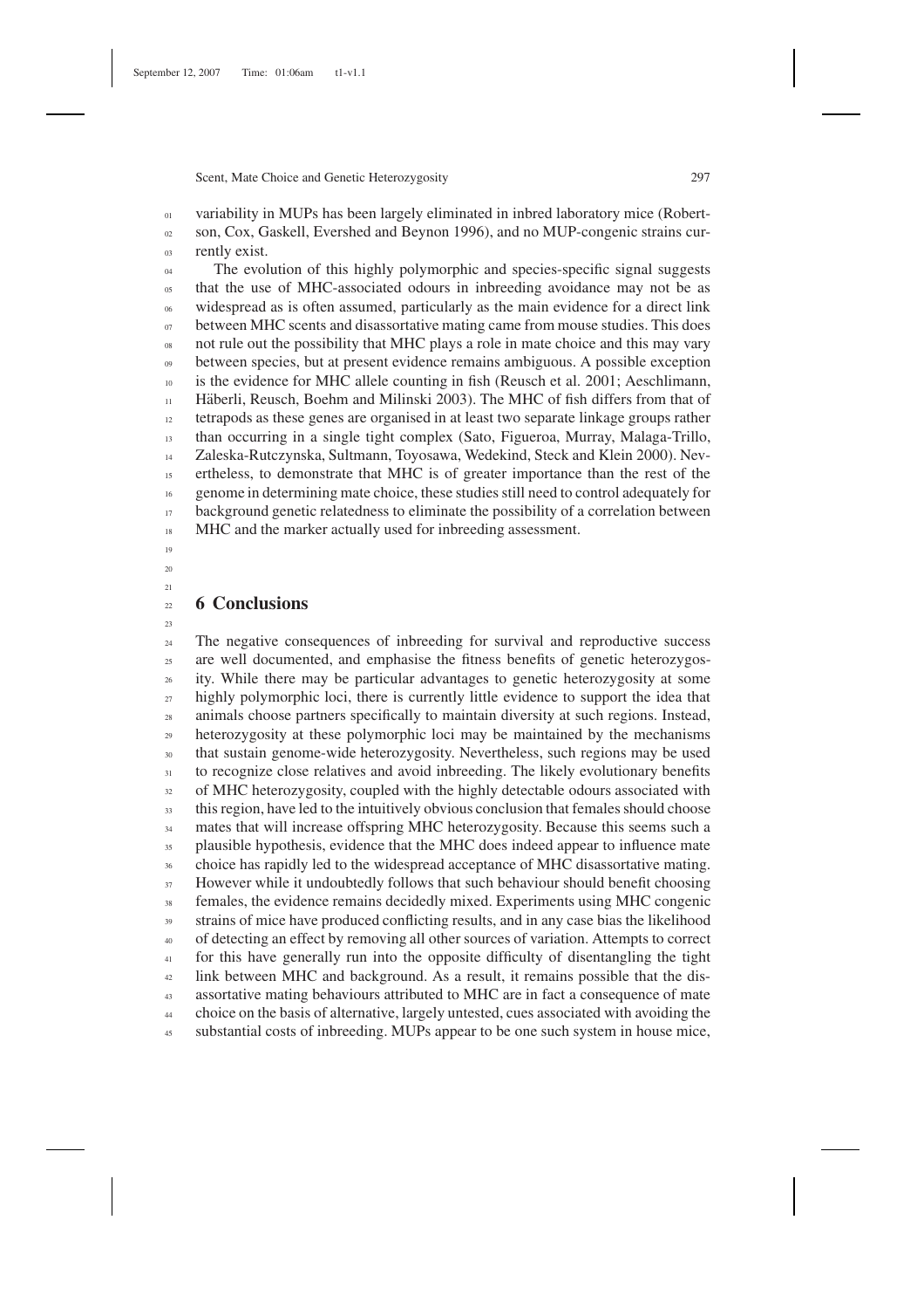variability in MUPs has been largely eliminated in inbred laboratory mice (Robertson, Cox, Gaskell, Evershed and Beynon 1996), and no MUP-congenic strains currently exist.

The evolution of this highly polymorphic and species-specific signal suggests that the use of MHC-associated odours in inbreeding avoidance may not be as widespread as is often assumed, particularly as the main evidence for a direct link between MHC scents and disassortative mating came from mouse studies. This does not rule out the possibility that MHC plays a role in mate choice and this may vary between species, but at present evidence remains ambiguous. A possible exception is the evidence for MHC allele counting in fish (Reusch et al. 2001; Aeschlimann, Häberli, Reusch, Boehm and Milinski 2003). The MHC of fish differs from that of tetrapods as these genes are organised in at least two separate linkage groups rather than occurring in a single tight complex (Sato, Figueroa, Murray, Malaga-Trillo, Zaleska-Rutczynska, Sultmann, Toyosawa, Wedekind, Steck and Klein 2000). Nevertheless, to demonstrate that MHC is of greater importance than the rest of the genome in determining mate choice, these studies still need to control adequately for background genetic relatedness to eliminate the possibility of a correlation between MHC and the marker actually used for inbreeding assessment.

## 6 Conclusions

The negative consequences of inbreeding for survival and reproductive success are well documented, and emphasise the fitness benefits of genetic heterozygosity. While there may be particular advantages to genetic heterozygosity at some highly polymorphic loci, there is currently little evidence to support the idea that animals choose partners specifically to maintain diversity at such regions. Instead, heterozygosity at these polymorphic loci may be maintained by the mechanisms that sustain genome-wide heterozygosity. Nevertheless, such regions may be used to recognize close relatives and avoid inbreeding. The likely evolutionary benefits of MHC heterozygosity, coupled with the highly detectable odours associated with this region, have led to the intuitively obvious conclusion that females should choose mates that will increase offspring MHC heterozygosity. Because this seems such a plausible hypothesis, evidence that the MHC does indeed appear to influence mate choice has rapidly led to the widespread acceptance of MHC disassortative mating. However while it undoubtedly follows that such behaviour should benefit choosing females, the evidence remains decidedly mixed. Experiments using MHC congenic strains of mice have produced conflicting results, and in any case bias the likelihood of detecting an effect by removing all other sources of variation. Attempts to correct for this have generally run into the opposite difficulty of disentangling the tight link between MHC and background. As a result, it remains possible that the disassortative mating behaviours attributed to MHC are in fact a consequence of mate choice on the basis of alternative, largely untested, cues associated with avoiding the substantial costs of inbreeding. MUPs appear to be one such system in house mice,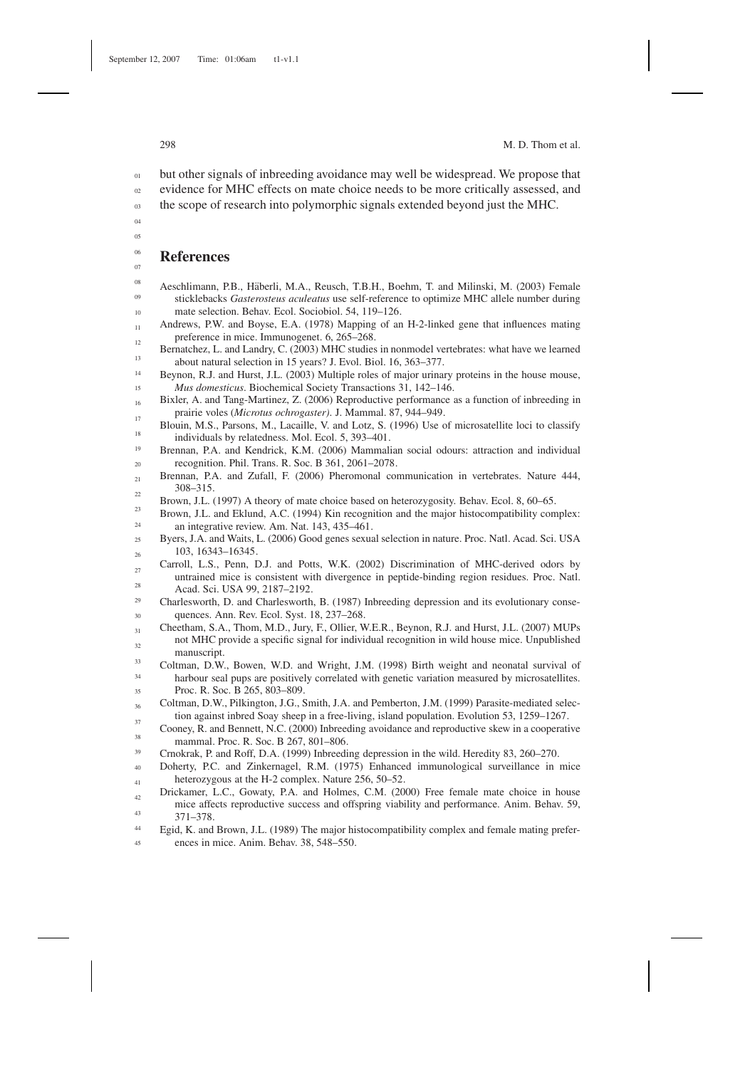but other signals of inbreeding avoidance may well be widespread. We propose that evidence for MHC effects on mate choice needs to be more critically assessed, and the scope of research into polymorphic signals extended beyond just the MHC.

## References

Aeschlimann, P.B., Häberli, M.A., Reusch, T.B.H., Boehm, T. and Milinski, M. (2003) Female sticklebacks *Gasterosteus aculeatus* use self-reference to optimize MHC allele number during mate selection. Behav. Ecol. Sociobiol. 54, 119–126.

Andrews, P.W. and Boyse, E.A. (1978) Mapping of an H-2-linked gene that influences mating preference in mice. Immunogenet. 6, 265–268.

Bernatchez, L. and Landry, C. (2003) MHC studies in nonmodel vertebrates: what have we learned about natural selection in 15 years? J. Evol. Biol. 16, 363–377.

Beynon, R.J. and Hurst, J.L. (2003) Multiple roles of major urinary proteins in the house mouse, *Mus domesticus*. Biochemical Society Transactions 31, 142–146.

Bixler, A. and Tang-Martinez, Z. (2006) Reproductive performance as a function of inbreeding in prairie voles (*Microtus ochrogaster*). J. Mammal. 87, 944–949.

Blouin, M.S., Parsons, M., Lacaille, V. and Lotz, S. (1996) Use of microsatellite loci to classify individuals by relatedness. Mol. Ecol. 5, 393–401.

Brennan, P.A. and Kendrick, K.M. (2006) Mammalian social odours: attraction and individual recognition. Phil. Trans. R. Soc. B 361, 2061–2078.

Brennan, P.A. and Zufall, F. (2006) Pheromonal communication in vertebrates. Nature 444, 308–315.

Brown, J.L. (1997) A theory of mate choice based on heterozygosity. Behav. Ecol. 8, 60–65.

Brown, J.L. and Eklund, A.C. (1994) Kin recognition and the major histocompatibility complex: an integrative review. Am. Nat. 143, 435–461.

Byers, J.A. and Waits, L. (2006) Good genes sexual selection in nature. Proc. Natl. Acad. Sci. USA 103, 16343–16345.

Carroll, L.S., Penn, D.J. and Potts, W.K. (2002) Discrimination of MHC-derived odors by untrained mice is consistent with divergence in peptide-binding region residues. Proc. Natl. Acad. Sci. USA 99, 2187–2192.

Charlesworth, D. and Charlesworth, B. (1987) Inbreeding depression and its evolutionary consequences. Ann. Rev. Ecol. Syst. 18, 237–268.

Cheetham, S.A., Thom, M.D., Jury, F., Ollier, W.E.R., Beynon, R.J. and Hurst, J.L. (2007) MUPs not MHC provide a specific signal for individual recognition in wild house mice. Unpublished manuscript.

Coltman, D.W., Bowen, W.D. and Wright, J.M. (1998) Birth weight and neonatal survival of harbour seal pups are positively correlated with genetic variation measured by microsatellites. Proc. R. Soc. B 265, 803–809.

Coltman, D.W., Pilkington, J.G., Smith, J.A. and Pemberton, J.M. (1999) Parasite-mediated selection against inbred Soay sheep in a free-living, island population. Evolution 53, 1259–1267.

Cooney, R. and Bennett, N.C. (2000) Inbreeding avoidance and reproductive skew in a cooperative mammal. Proc. R. Soc. B 267, 801–806.

Crnokrak, P. and Roff, D.A. (1999) Inbreeding depression in the wild. Heredity 83, 260–270.

Doherty, P.C. and Zinkernagel, R.M. (1975) Enhanced immunological surveillance in mice heterozygous at the H-2 complex. Nature 256, 50–52.

Drickamer, L.C., Gowaty, P.A. and Holmes, C.M. (2000) Free female mate choice in house mice affects reproductive success and offspring viability and performance. Anim. Behav. 59, 371–378.

Egid, K. and Brown, J.L. (1989) The major histocompatibility complex and female mating preferences in mice. Anim. Behav. 38, 548–550.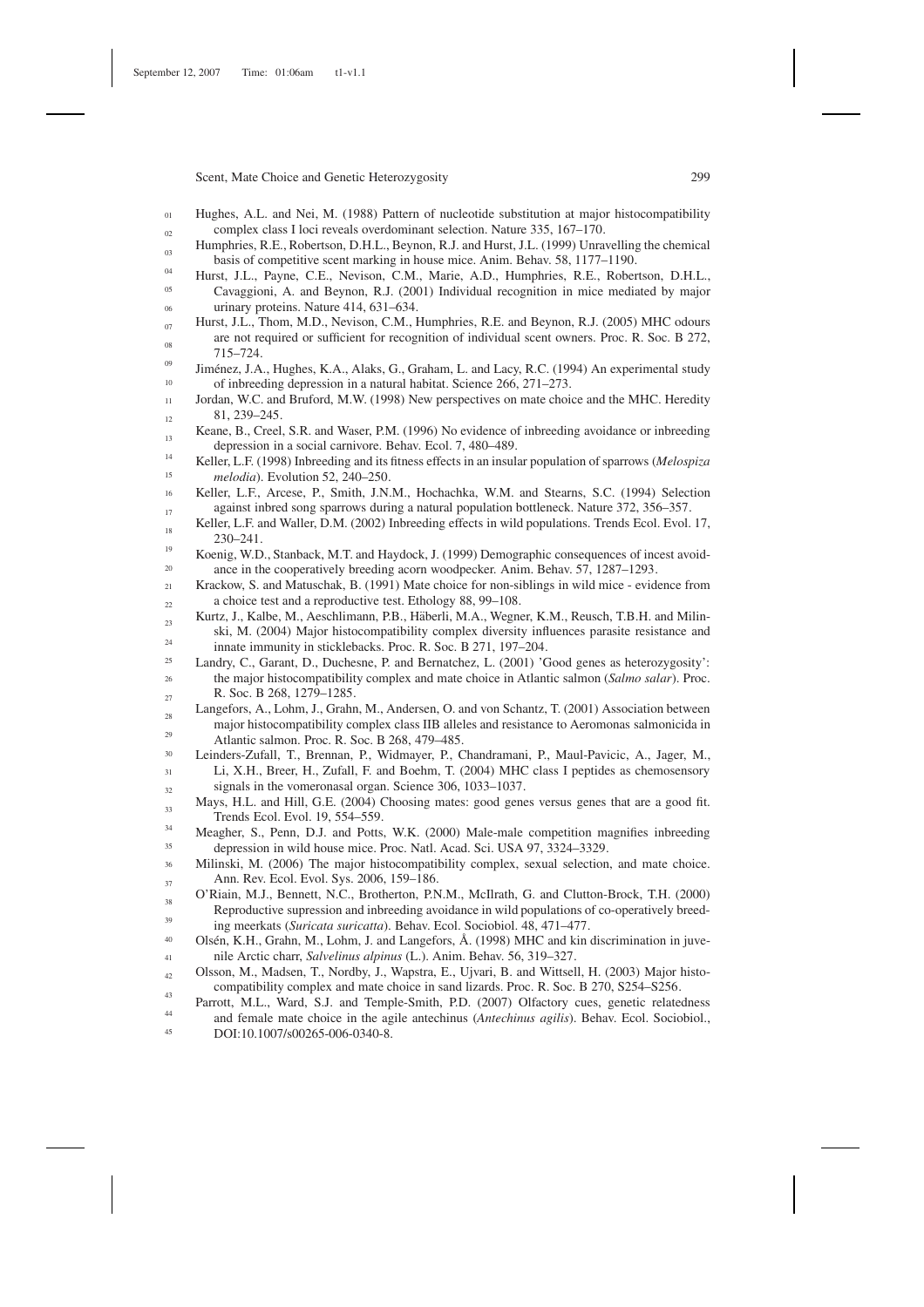Hughes, A.L. and Nei, M. (1988) Pattern of nucleotide substitution at major histocompatibility complex class I loci reveals overdominant selection. Nature 335, 167–170.

Humphries, R.E., Robertson, D.H.L., Beynon, R.J. and Hurst, J.L. (1999) Unravelling the chemical basis of competitive scent marking in house mice. Anim. Behav. 58, 1177–1190.

Hurst, J.L., Payne, C.E., Nevison, C.M., Marie, A.D., Humphries, R.E., Robertson, D.H.L., Cavaggioni, A. and Beynon, R.J. (2001) Individual recognition in mice mediated by major urinary proteins. Nature 414, 631–634.

Hurst, J.L., Thom, M.D., Nevison, C.M., Humphries, R.E. and Beynon, R.J. (2005) MHC odours are not required or sufficient for recognition of individual scent owners. Proc. R. Soc. B 272, 715–724.

Jiménez, J.A., Hughes, K.A., Alaks, G., Graham, L. and Lacy, R.C. (1994) An experimental study of inbreeding depression in a natural habitat. Science 266, 271–273.

Jordan, W.C. and Bruford, M.W. (1998) New perspectives on mate choice and the MHC. Heredity 81, 239–245.

Keane, B., Creel, S.R. and Waser, P.M. (1996) No evidence of inbreeding avoidance or inbreeding depression in a social carnivore. Behav. Ecol. 7, 480–489.

Keller, L.F. (1998) Inbreeding and its fitness effects in an insular population of sparrows (*Melospiza melodia*). Evolution 52, 240–250.

Keller, L.F., Arcese, P., Smith, J.N.M., Hochachka, W.M. and Stearns, S.C. (1994) Selection against inbred song sparrows during a natural population bottleneck. Nature 372, 356–357.

Keller, L.F. and Waller, D.M. (2002) Inbreeding effects in wild populations. Trends Ecol. Evol. 17, 230–241.

Koenig, W.D., Stanback, M.T. and Haydock, J. (1999) Demographic consequences of incest avoidance in the cooperatively breeding acorn woodpecker. Anim. Behav. 57, 1287–1293.

Krackow, S. and Matuschak, B. (1991) Mate choice for non-siblings in wild mice - evidence from a choice test and a reproductive test. Ethology 88, 99–108.

Kurtz, J., Kalbe, M., Aeschlimann, P.B., Häberli, M.A., Wegner, K.M., Reusch, T.B.H. and Milinski, M. (2004) Major histocompatibility complex diversity influences parasite resistance and innate immunity in sticklebacks. Proc. R. Soc. B 271, 197–204.

Landry, C., Garant, D., Duchesne, P. and Bernatchez, L. (2001) 'Good genes as heterozygosity': the major histocompatibility complex and mate choice in Atlantic salmon (*Salmo salar*). Proc. R. Soc. B 268, 1279–1285.

Langefors, A., Lohm, J., Grahn, M., Andersen, O. and von Schantz, T. (2001) Association between major histocompatibility complex class IIB alleles and resistance to Aeromonas salmonicida in Atlantic salmon. Proc. R. Soc. B 268, 479–485.

Leinders-Zufall, T., Brennan, P., Widmayer, P., Chandramani, P., Maul-Pavicic, A., Jager, M., Li, X.H., Breer, H., Zufall, F. and Boehm, T. (2004) MHC class I peptides as chemosensory signals in the vomeronasal organ. Science 306, 1033–1037.

Mays, H.L. and Hill, G.E. (2004) Choosing mates: good genes versus genes that are a good fit. Trends Ecol. Evol. 19, 554–559.

Meagher, S., Penn, D.J. and Potts, W.K. (2000) Male-male competition magnifies inbreeding depression in wild house mice. Proc. Natl. Acad. Sci. USA 97, 3324–3329.

Milinski, M. (2006) The major histocompatibility complex, sexual selection, and mate choice. Ann. Rev. Ecol. Evol. Sys. 2006, 159–186.

O'Riain, M.J., Bennett, N.C., Brotherton, P.N.M., McIlrath, G. and Clutton-Brock, T.H. (2000) Reproductive supression and inbreeding avoidance in wild populations of co-operatively breeding meerkats (*Suricata suricatta*). Behav. Ecol. Sociobiol. 48, 471–477.

Olsén, K.H., Grahn, M., Lohm, J. and Langefors, Å. (1998) MHC and kin discrimination in juvenile Arctic charr, *Salvelinus alpinus* (L.). Anim. Behav. 56, 319–327.

Olsson, M., Madsen, T., Nordby, J., Wapstra, E., Ujvari, B. and Wittsell, H. (2003) Major histocompatibility complex and mate choice in sand lizards. Proc. R. Soc. B 270, S254–S256.

Parrott, M.L., Ward, S.J. and Temple-Smith, P.D. (2007) Olfactory cues, genetic relatedness and female mate choice in the agile antechinus (*Antechinus agilis*). Behav. Ecol. Sociobiol., DOI:10.1007/s00265-006-0340-8.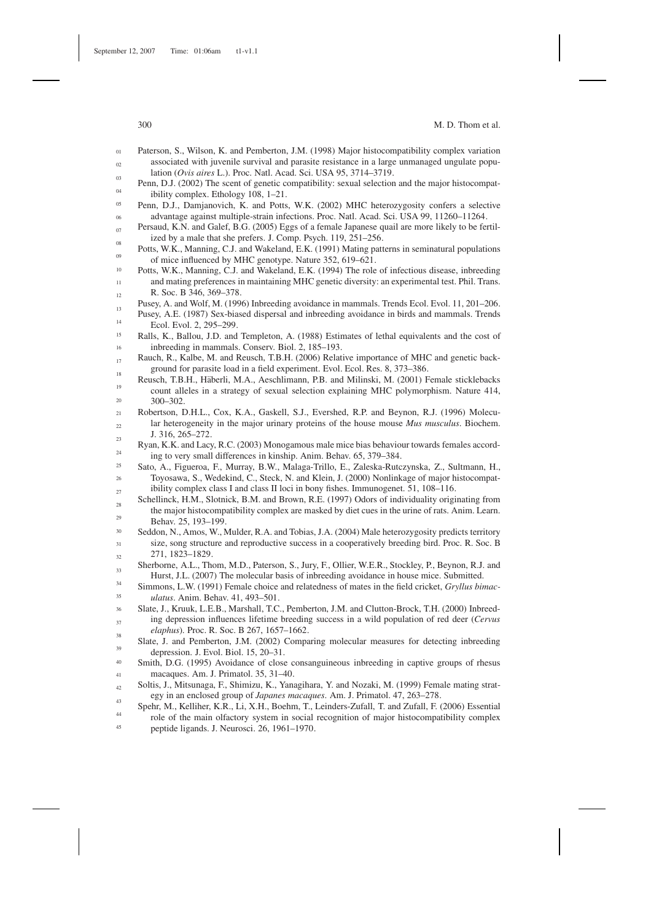Paterson, S., Wilson, K. and Pemberton, J.M. (1998) Major histocompatibility complex variation associated with juvenile survival and parasite resistance in a large unmanaged ungulate population (*Ovis aires* L.). Proc. Natl. Acad. Sci. USA 95, 3714–3719.

Penn, D.J. (2002) The scent of genetic compatibility: sexual selection and the major histocompatibility complex. Ethology 108, 1–21.

Penn, D.J., Damjanovich, K. and Potts, W.K. (2002) MHC heterozygosity confers a selective advantage against multiple-strain infections. Proc. Natl. Acad. Sci. USA 99, 11260–11264.

Persaud, K.N. and Galef, B.G. (2005) Eggs of a female Japanese quail are more likely to be fertilized by a male that she prefers. J. Comp. Psych. 119, 251–256.

Potts, W.K., Manning, C.J. and Wakeland, E.K. (1991) Mating patterns in seminatural populations of mice influenced by MHC genotype. Nature 352, 619–621.

Potts, W.K., Manning, C.J. and Wakeland, E.K. (1994) The role of infectious disease, inbreeding and mating preferences in maintaining MHC genetic diversity: an experimental test. Phil. Trans. R. Soc. B 346, 369–378.

Pusey, A. and Wolf, M. (1996) Inbreeding avoidance in mammals. Trends Ecol. Evol. 11, 201–206.

Pusey, A.E. (1987) Sex-biased dispersal and inbreeding avoidance in birds and mammals. Trends Ecol. Evol. 2, 295–299.

Ralls, K., Ballou, J.D. and Templeton, A. (1988) Estimates of lethal equivalents and the cost of inbreeding in mammals. Conserv. Biol. 2, 185–193.

Rauch, R., Kalbe, M. and Reusch, T.B.H. (2006) Relative importance of MHC and genetic background for parasite load in a field experiment. Evol. Ecol. Res. 8, 373–386.

Reusch, T.B.H., Häberli, M.A., Aeschlimann, P.B. and Milinski, M. (2001) Female sticklebacks count alleles in a strategy of sexual selection explaining MHC polymorphism. Nature 414, 300–302.

Robertson, D.H.L., Cox, K.A., Gaskell, S.J., Evershed, R.P. and Beynon, R.J. (1996) Molecular heterogeneity in the major urinary proteins of the house mouse *Mus musculus*. Biochem. J. 316, 265–272.

Ryan, K.K. and Lacy, R.C. (2003) Monogamous male mice bias behaviour towards females according to very small differences in kinship. Anim. Behav. 65, 379–384.

Sato, A., Figueroa, F., Murray, B.W., Malaga-Trillo, E., Zaleska-Rutczynska, Z., Sultmann, H., Toyosawa, S., Wedekind, C., Steck, N. and Klein, J. (2000) Nonlinkage of major histocompatibility complex class I and class II loci in bony fishes. Immunogenet. 51, 108–116.

Schellinck, H.M., Slotnick, B.M. and Brown, R.E. (1997) Odors of individuality originating from the major histocompatibility complex are masked by diet cues in the urine of rats. Anim. Learn. Behav. 25, 193–199.

Seddon, N., Amos, W., Mulder, R.A. and Tobias, J.A. (2004) Male heterozygosity predicts territory size, song structure and reproductive success in a cooperatively breeding bird. Proc. R. Soc. B 271, 1823–1829.

Sherborne, A.L., Thom, M.D., Paterson, S., Jury, F., Ollier, W.E.R., Stockley, P., Beynon, R.J. and Hurst, J.L. (2007) The molecular basis of inbreeding avoidance in house mice. Submitted.

Simmons, L.W. (1991) Female choice and relatedness of mates in the field cricket, *Gryllus bimaculatus*. Anim. Behav. 41, 493–501.

Slate, J., Kruuk, L.E.B., Marshall, T.C., Pemberton, J.M. and Clutton-Brock, T.H. (2000) Inbreeding depression influences lifetime breeding success in a wild population of red deer (*Cervus elaphus*). Proc. R. Soc. B 267, 1657–1662.

Slate, J. and Pemberton, J.M. (2002) Comparing molecular measures for detecting inbreeding depression. J. Evol. Biol. 15, 20–31.

Smith, D.G. (1995) Avoidance of close consanguineous inbreeding in captive groups of rhesus macaques. Am. J. Primatol. 35, 31–40.

Soltis, J., Mitsunaga, F., Shimizu, K., Yanagihara, Y. and Nozaki, M. (1999) Female mating strategy in an enclosed group of *Japanes macaques*. Am. J. Primatol. 47, 263–278.

Spehr, M., Kelliher, K.R., Li, X.H., Boehm, T., Leinders-Zufall, T. and Zufall, F. (2006) Essential role of the main olfactory system in social recognition of major histocompatibility complex peptide ligands. J. Neurosci. 26, 1961–1970.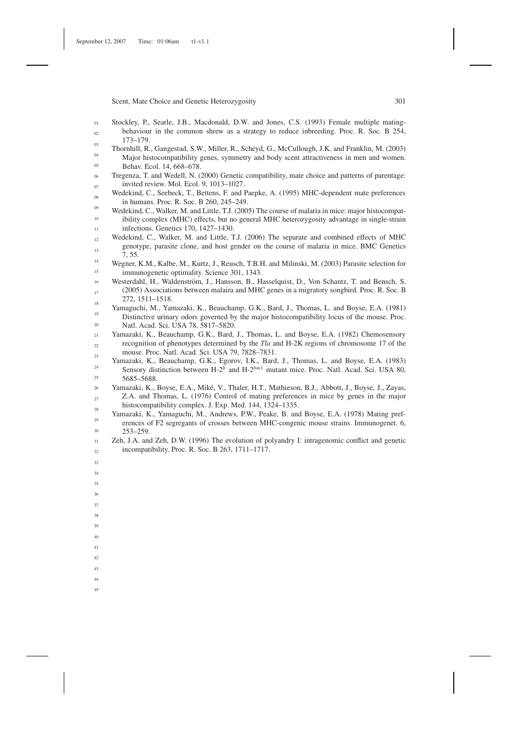Stockley, P., Searle, J.B., Macdonald, D.W. and Jones, C.S. (1993) Female multiple mating-behaviour in the common shrew as a strategy to reduce inbreeding. Proc. R. Soc. B 254, 173–179.

Thornhill, R., Gangestad, S.W., Miller, R., Scheyd, G., McCullough, J.K. and Franklin, M. (2003) Major histocompatibility genes, symmetry and body scent attractiveness in men and women. Behav. Ecol. 14, 668–678.

Tregenza, T. and Wedell, N. (2000) Genetic compatibility, mate choice and patterns of parentage: invited review. Mol. Ecol. 9, 1013–1027.

Wedekind, C., Seebeck, T., Bettens, F. and Paepke, A. (1995) MHC-dependent mate preferences in humans. Proc. R. Soc. B 260, 245–249.

Wedekind, C., Walker, M. and Little, T.J. (2005) The course of malaria in mice: major histocompatibility complex (MHC) effects, but no general MHC heterozygosity advantage in single-strain infections. Genetics 170, 1427–1430.

Wedekind, C., Walker, M. and Little, T.J. (2006) The separate and combined effects of MHC genotype, parasite clone, and host gender on the course of malaria in mice. BMC Genetics 7, 55.

Wegner, K.M., Kalbe, M., Kurtz, J., Reusch, T.B.H. and Milinski, M. (2003) Parasite selection for immunogenetic optimality. Science 301, 1343.

Westerdahl, H., Waldenström, J., Hansson, B., Hasselquist, D., Von Schantz, T. and Bensch, S. (2005) Associations between malaira and MHC genes in a migratory songbird. Proc. R. Soc. B 272, 1511–1518.

Yamaguchi, M., Yamazaki, K., Beauchamp, G.K., Bard, J., Thomas, L. and Boyse, E.A. (1981) Distinctive urinary odors governed by the major histocompatibility locus of the mouse. Proc. Natl. Acad. Sci. USA 78, 5817–5820.

Yamazaki, K., Beauchamp, G.K., Bard, J., Thomas, L. and Boyse, E.A. (1982) Chemosensory recognition of phenotypes determined by the *Tla* and H-2K regions of chromosome 17 of the mouse. Proc. Natl. Acad. Sci. USA 79, 7828–7831.

Yamazaki, K., Beauchamp, G.K., Egorov, I.K., Bard, J., Thomas, L. and Boyse, E.A. (1983) Sensory distinction between H-$2^{b}$ and H-$2^{bm1}$ mutant mice. Proc. Natl. Acad. Sci. USA 80, 5685–5688.

Yamazaki, K., Boyse, E.A., Miké, V., Thaler, H.T., Mathieson, B.J., Abbott, J., Boyse, J., Zayas, Z.A. and Thomas, L. (1976) Control of mating preferences in mice by genes in the major histocompatibility complex. J. Exp. Med. 144, 1324–1335.

Yamazaki, K., Yamaguchi, M., Andrews, P.W., Peake, B. and Boyse, E.A. (1978) Mating preferences of F2 segregants of crosses between MHC-congenic mouse strains. Immunogenet. 6, 253–259.

Zeh, J.A. and Zeh, D.W. (1996) The evolution of polyandry I: intragenomic conflict and genetic incompatibility. Proc. R. Soc. B 263, 1711–1717.